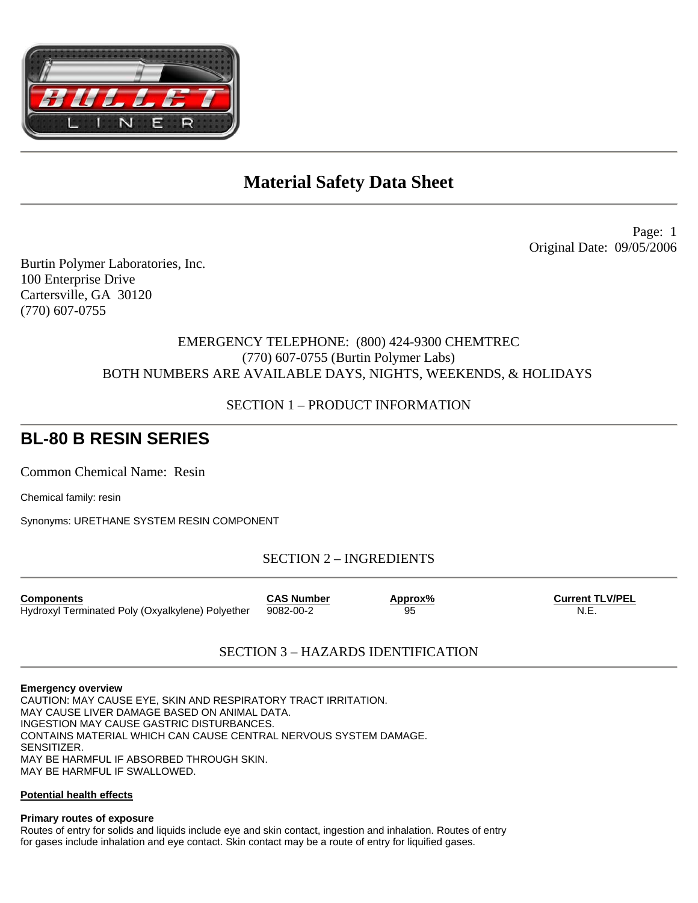# Material Safety Data Sheet

Page: 1
Original Date: 09/05/2006

Burtin Polymer Laboratories, Inc.
100 Enterprise Drive
Cartersville, GA 30120
(770) 607-0755

EMERGENCY TELEPHONE: (800) 424-9300 CHEMTREC
(770) 607-0755 (Burtin Polymer Labs)
BOTH NUMBERS ARE AVAILABLE DAYS, NIGHTS, WEEKENDS, & HOLIDAYS

## SECTION 1 – PRODUCT INFORMATION

# BL-80 B RESIN SERIES

Common Chemical Name: Resin

Chemical family: resin

Synonyms: URETHANE SYSTEM RESIN COMPONENT

## SECTION 2 – INGREDIENTS

| Components | CAS Number | Approx% | Current TLV/PEL |
|---|---|---|---|
| Hydroxyl Terminated Poly (Oxyalkylene) Polyether | 9082-00-2 | 95 | N.E. |

## SECTION 3 – HAZARDS IDENTIFICATION

**Emergency overview**
CAUTION: MAY CAUSE EYE, SKIN AND RESPIRATORY TRACT IRRITATION.
MAY CAUSE LIVER DAMAGE BASED ON ANIMAL DATA.
INGESTION MAY CAUSE GASTRIC DISTURBANCES.
CONTAINS MATERIAL WHICH CAN CAUSE CENTRAL NERVOUS SYSTEM DAMAGE.
SENSITIZER.
MAY BE HARMFUL IF ABSORBED THROUGH SKIN.
MAY BE HARMFUL IF SWALLOWED.

**Potential health effects**

**Primary routes of exposure**
Routes of entry for solids and liquids include eye and skin contact, ingestion and inhalation. Routes of entry for gases include inhalation and eye contact. Skin contact may be a route of entry for liquified gases.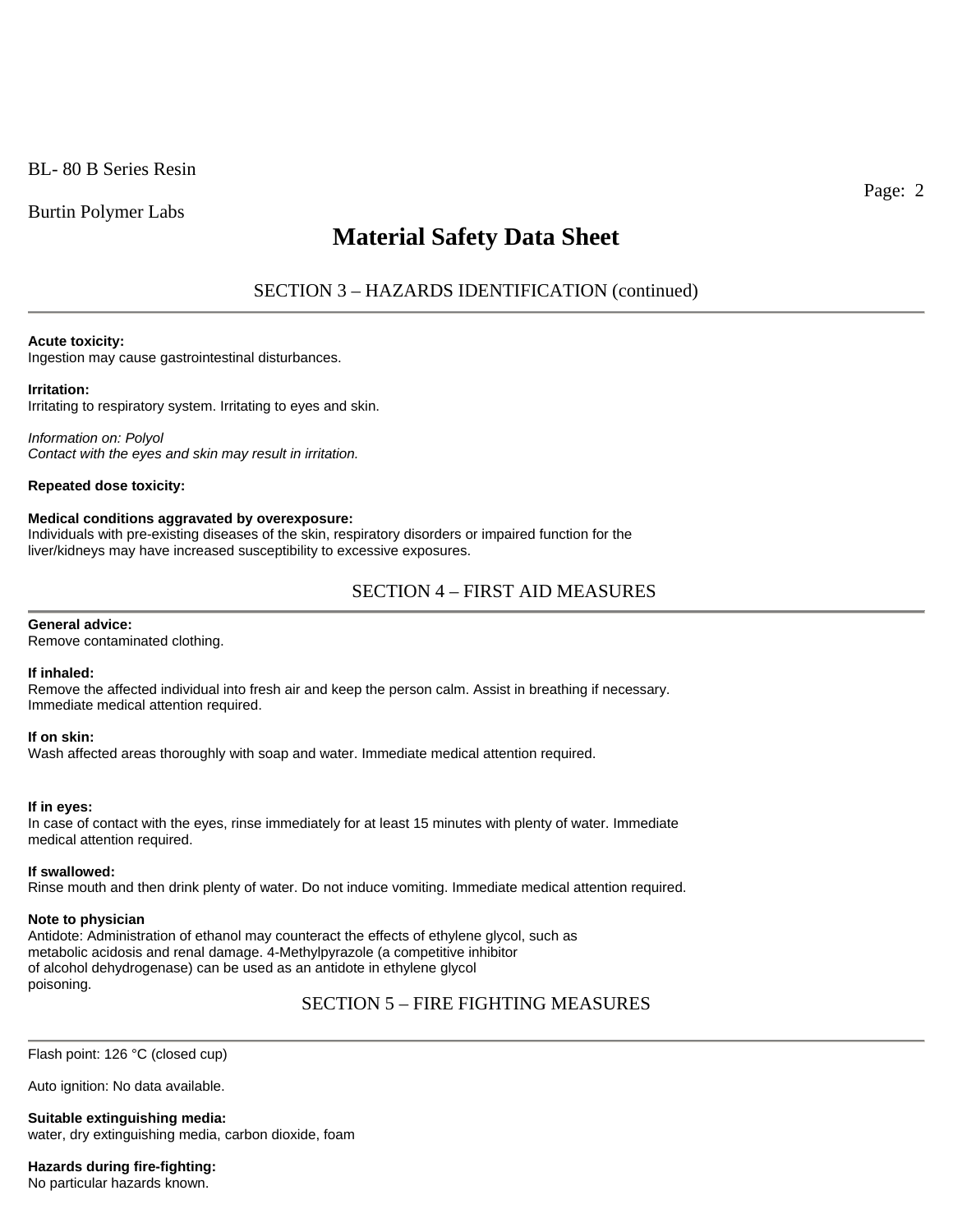## SECTION 3 – HAZARDS IDENTIFICATION (continued)

**Acute toxicity:**
Ingestion may cause gastrointestinal disturbances.

**Irritation:**
Irritating to respiratory system. Irritating to eyes and skin.

*Information on: Polyol*
*Contact with the eyes and skin may result in irritation.*

**Repeated dose toxicity:**

**Medical conditions aggravated by overexposure:**
Individuals with pre-existing diseases of the skin, respiratory disorders or impaired function for the liver/kidneys may have increased susceptibility to excessive exposures.

## SECTION 4 – FIRST AID MEASURES

**General advice:**
Remove contaminated clothing.

**If inhaled:**
Remove the affected individual into fresh air and keep the person calm. Assist in breathing if necessary. Immediate medical attention required.

**If on skin:**
Wash affected areas thoroughly with soap and water. Immediate medical attention required.

**If in eyes:**
In case of contact with the eyes, rinse immediately for at least 15 minutes with plenty of water. Immediate medical attention required.

**If swallowed:**
Rinse mouth and then drink plenty of water. Do not induce vomiting. Immediate medical attention required.

**Note to physician**
Antidote: Administration of ethanol may counteract the effects of ethylene glycol, such as metabolic acidosis and renal damage. 4-Methylpyrazole (a competitive inhibitor of alcohol dehydrogenase) can be used as an antidote in ethylene glycol poisoning.

## SECTION 5 – FIRE FIGHTING MEASURES

Flash point: 126 °C (closed cup)

Auto ignition: No data available.

**Suitable extinguishing media:**
water, dry extinguishing media, carbon dioxide, foam

**Hazards during fire-fighting:**
No particular hazards known.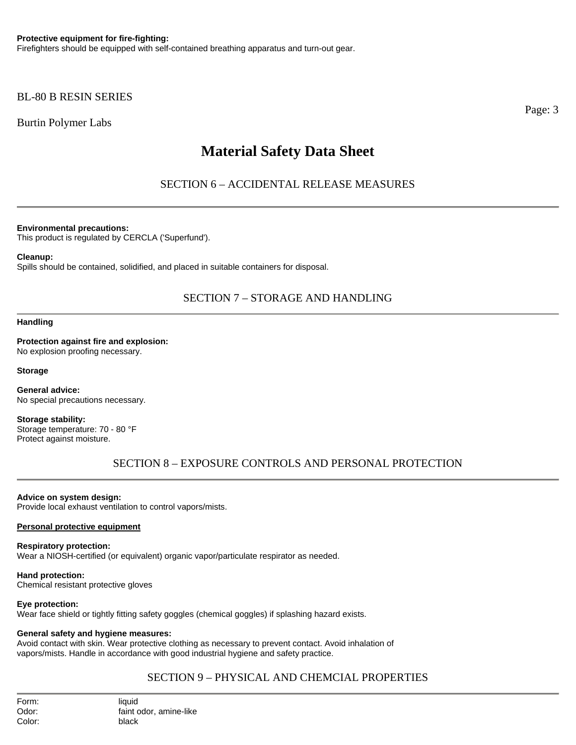**Protective equipment for fire-fighting:**
Firefighters should be equipped with self-contained breathing apparatus and turn-out gear.

# Material Safety Data Sheet

## SECTION 6 – ACCIDENTAL RELEASE MEASURES

**Environmental precautions:**
This product is regulated by CERCLA ('Superfund').

**Cleanup:**
Spills should be contained, solidified, and placed in suitable containers for disposal.

## SECTION 7 – STORAGE AND HANDLING

**Handling**

**Protection against fire and explosion:**
No explosion proofing necessary.

**Storage**

**General advice:**
No special precautions necessary.

**Storage stability:**
Storage temperature: 70 - 80 °F
Protect against moisture.

## SECTION 8 – EXPOSURE CONTROLS AND PERSONAL PROTECTION

**Advice on system design:**
Provide local exhaust ventilation to control vapors/mists.

**Personal protective equipment**

**Respiratory protection:**
Wear a NIOSH-certified (or equivalent) organic vapor/particulate respirator as needed.

**Hand protection:**
Chemical resistant protective gloves

**Eye protection:**
Wear face shield or tightly fitting safety goggles (chemical goggles) if splashing hazard exists.

**General safety and hygiene measures:**
Avoid contact with skin. Wear protective clothing as necessary to prevent contact. Avoid inhalation of vapors/mists. Handle in accordance with good industrial hygiene and safety practice.

## SECTION 9 – PHYSICAL AND CHEMCIAL PROPERTIES

| | |
|---|---|
| Form: | liquid |
| Odor: | faint odor, amine-like |
| Color: | black |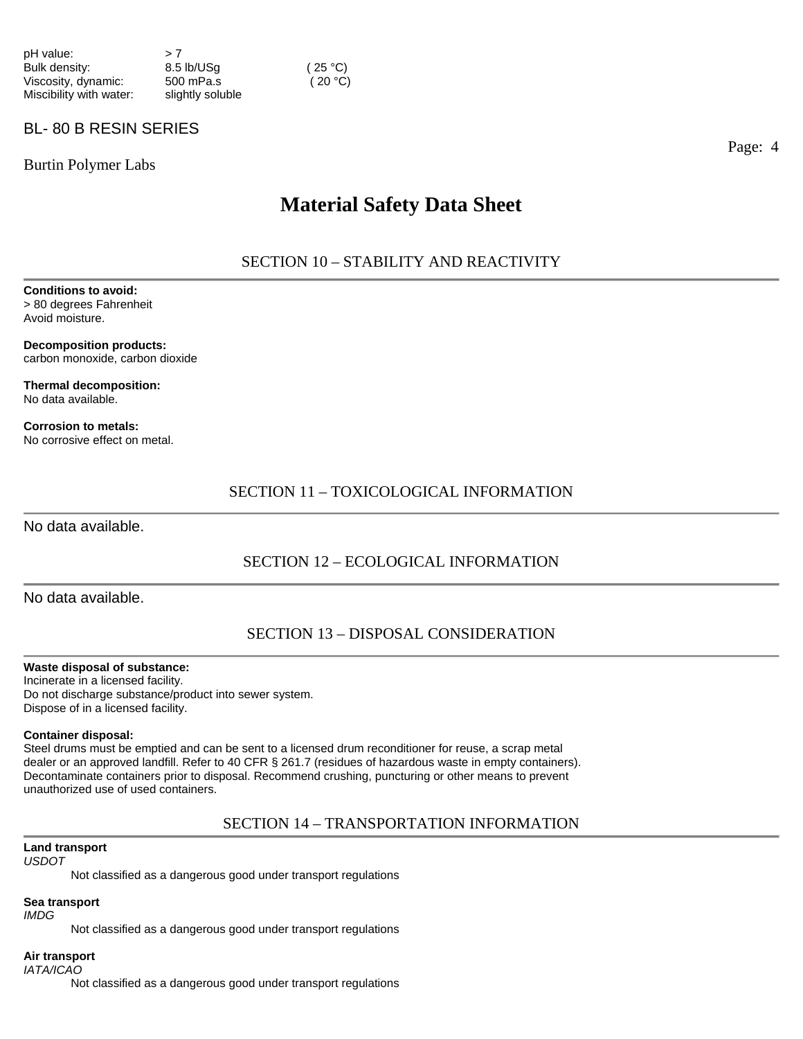| | | |
|---|---|---|
| pH value: | > 7 | |
| Bulk density: | 8.5 lb/USg | ( 25 °C) |
| Viscosity, dynamic: | 500 mPa.s | ( 20 °C) |
| Miscibility with water: | slightly soluble | |

BL- 80 B RESIN SERIES

Burtin Polymer Labs

# Material Safety Data Sheet

## SECTION 10 – STABILITY AND REACTIVITY

**Conditions to avoid:**
> 80 degrees Fahrenheit
Avoid moisture.

**Decomposition products:**
carbon monoxide, carbon dioxide

**Thermal decomposition:**
No data available.

**Corrosion to metals:**
No corrosive effect on metal.

## SECTION 11 – TOXICOLOGICAL INFORMATION

No data available.

## SECTION 12 – ECOLOGICAL INFORMATION

No data available.

## SECTION 13 – DISPOSAL CONSIDERATION

**Waste disposal of substance:**
Incinerate in a licensed facility.
Do not discharge substance/product into sewer system.
Dispose of in a licensed facility.

**Container disposal:**
Steel drums must be emptied and can be sent to a licensed drum reconditioner for reuse, a scrap metal dealer or an approved landfill. Refer to 40 CFR § 261.7 (residues of hazardous waste in empty containers). Decontaminate containers prior to disposal. Recommend crushing, puncturing or other means to prevent unauthorized use of used containers.

## SECTION 14 – TRANSPORTATION INFORMATION

**Land transport**
*USDOT*
Not classified as a dangerous good under transport regulations

**Sea transport**
*IMDG*
Not classified as a dangerous good under transport regulations

**Air transport**
*IATA/ICAO*
Not classified as a dangerous good under transport regulations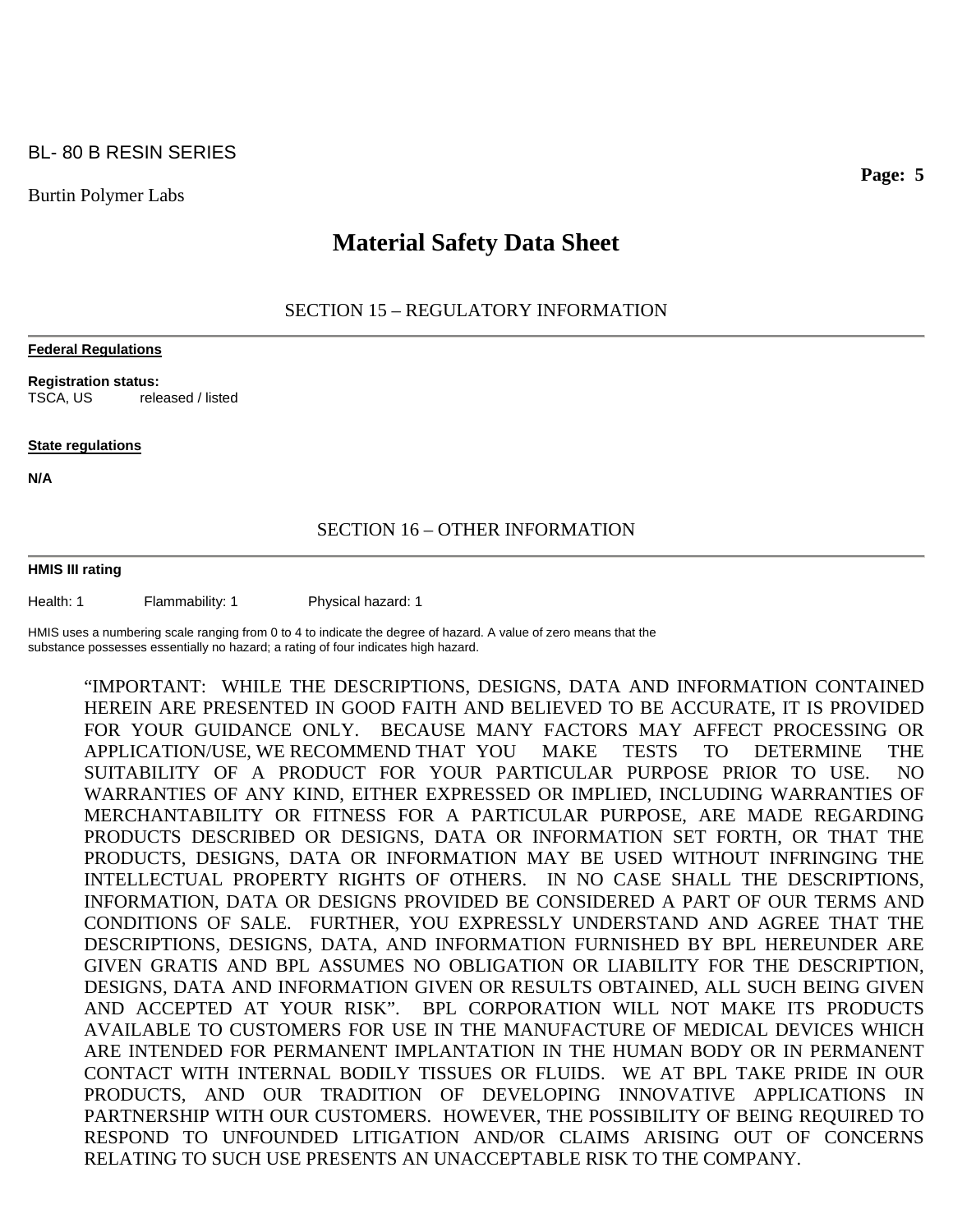## Material Safety Data Sheet

### SECTION 15 – REGULATORY INFORMATION

**Federal Regulations**

**Registration status:**
TSCA, US released / listed

**State regulations**

**N/A**

### SECTION 16 – OTHER INFORMATION

**HMIS III rating**

Health: 1 Flammability: 1 Physical hazard: 1

HMIS uses a numbering scale ranging from 0 to 4 to indicate the degree of hazard. A value of zero means that the substance possesses essentially no hazard; a rating of four indicates high hazard.

"IMPORTANT: WHILE THE DESCRIPTIONS, DESIGNS, DATA AND INFORMATION CONTAINED HEREIN ARE PRESENTED IN GOOD FAITH AND BELIEVED TO BE ACCURATE, IT IS PROVIDED FOR YOUR GUIDANCE ONLY. BECAUSE MANY FACTORS MAY AFFECT PROCESSING OR APPLICATION/USE, WE RECOMMEND THAT YOU MAKE TESTS TO DETERMINE THE SUITABILITY OF A PRODUCT FOR YOUR PARTICULAR PURPOSE PRIOR TO USE. NO WARRANTIES OF ANY KIND, EITHER EXPRESSED OR IMPLIED, INCLUDING WARRANTIES OF MERCHANTABILITY OR FITNESS FOR A PARTICULAR PURPOSE, ARE MADE REGARDING PRODUCTS DESCRIBED OR DESIGNS, DATA OR INFORMATION SET FORTH, OR THAT THE PRODUCTS, DESIGNS, DATA OR INFORMATION MAY BE USED WITHOUT INFRINGING THE INTELLECTUAL PROPERTY RIGHTS OF OTHERS. IN NO CASE SHALL THE DESCRIPTIONS, INFORMATION, DATA OR DESIGNS PROVIDED BE CONSIDERED A PART OF OUR TERMS AND CONDITIONS OF SALE. FURTHER, YOU EXPRESSLY UNDERSTAND AND AGREE THAT THE DESCRIPTIONS, DESIGNS, DATA, AND INFORMATION FURNISHED BY BPL HEREUNDER ARE GIVEN GRATIS AND BPL ASSUMES NO OBLIGATION OR LIABILITY FOR THE DESCRIPTION, DESIGNS, DATA AND INFORMATION GIVEN OR RESULTS OBTAINED, ALL SUCH BEING GIVEN AND ACCEPTED AT YOUR RISK". BPL CORPORATION WILL NOT MAKE ITS PRODUCTS AVAILABLE TO CUSTOMERS FOR USE IN THE MANUFACTURE OF MEDICAL DEVICES WHICH ARE INTENDED FOR PERMANENT IMPLANTATION IN THE HUMAN BODY OR IN PERMANENT CONTACT WITH INTERNAL BODILY TISSUES OR FLUIDS. WE AT BPL TAKE PRIDE IN OUR PRODUCTS, AND OUR TRADITION OF DEVELOPING INNOVATIVE APPLICATIONS IN PARTNERSHIP WITH OUR CUSTOMERS. HOWEVER, THE POSSIBILITY OF BEING REQUIRED TO RESPOND TO UNFOUNDED LITIGATION AND/OR CLAIMS ARISING OUT OF CONCERNS RELATING TO SUCH USE PRESENTS AN UNACCEPTABLE RISK TO THE COMPANY.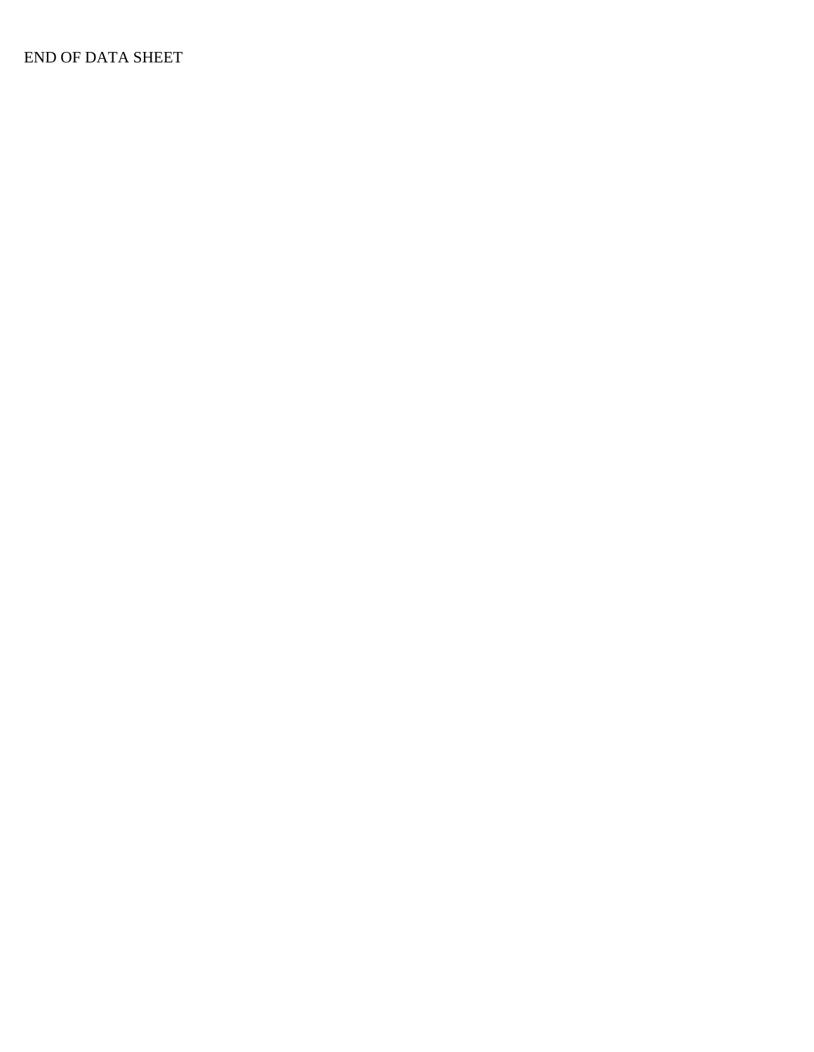END OF DATA SHEET